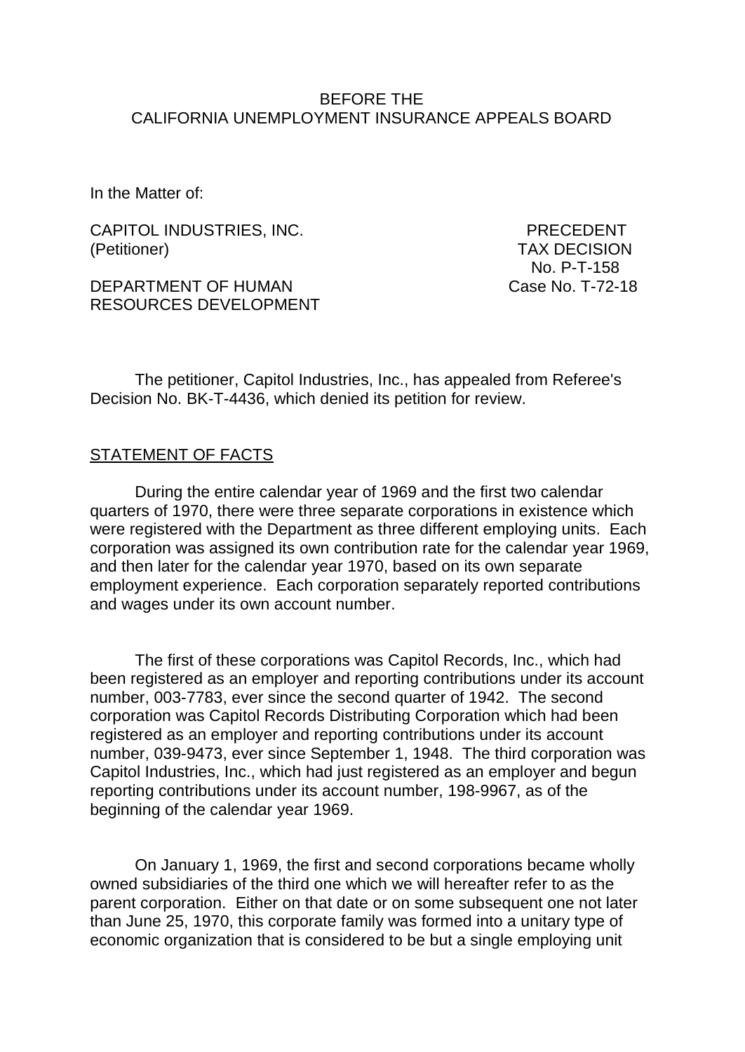BEFORE THE
CALIFORNIA UNEMPLOYMENT INSURANCE APPEALS BOARD

In the Matter of:

| | |
|---|---|
| CAPITOL INDUSTRIES, INC. (Petitioner) | PRECEDENT TAX DECISION No. P-T-158 |
| DEPARTMENT OF HUMAN RESOURCES DEVELOPMENT | Case No. T-72-18 |

The petitioner, Capitol Industries, Inc., has appealed from Referee's Decision No. BK-T-4436, which denied its petition for review.

## STATEMENT OF FACTS

During the entire calendar year of 1969 and the first two calendar quarters of 1970, there were three separate corporations in existence which were registered with the Department as three different employing units. Each corporation was assigned its own contribution rate for the calendar year 1969, and then later for the calendar year 1970, based on its own separate employment experience. Each corporation separately reported contributions and wages under its own account number.

The first of these corporations was Capitol Records, Inc., which had been registered as an employer and reporting contributions under its account number, 003-7783, ever since the second quarter of 1942. The second corporation was Capitol Records Distributing Corporation which had been registered as an employer and reporting contributions under its account number, 039-9473, ever since September 1, 1948. The third corporation was Capitol Industries, Inc., which had just registered as an employer and begun reporting contributions under its account number, 198-9967, as of the beginning of the calendar year 1969.

On January 1, 1969, the first and second corporations became wholly owned subsidiaries of the third one which we will hereafter refer to as the parent corporation. Either on that date or on some subsequent one not later than June 25, 1970, this corporate family was formed into a unitary type of economic organization that is considered to be but a single employing unit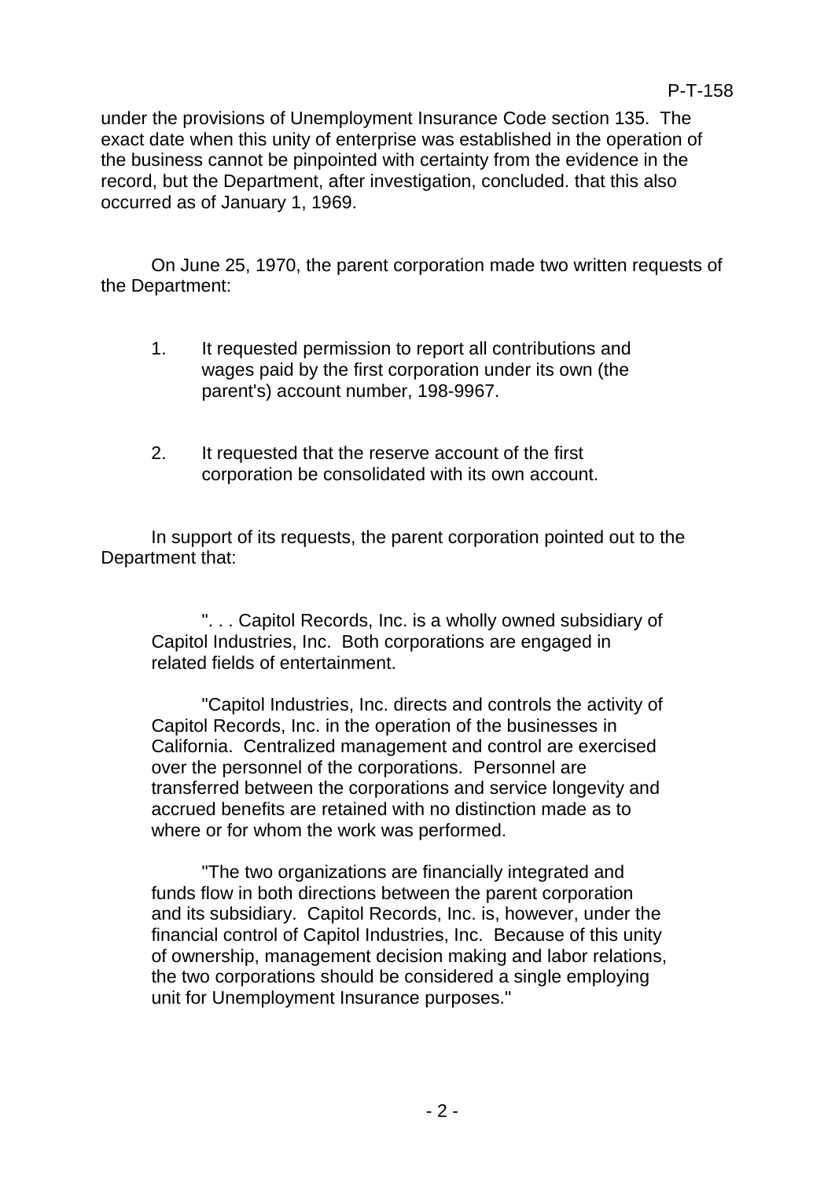under the provisions of Unemployment Insurance Code section 135. The exact date when this unity of enterprise was established in the operation of the business cannot be pinpointed with certainty from the evidence in the record, but the Department, after investigation, concluded. that this also occurred as of January 1, 1969.

On June 25, 1970, the parent corporation made two written requests of the Department:

1. It requested permission to report all contributions and wages paid by the first corporation under its own (the parent's) account number, 198-9967.

2. It requested that the reserve account of the first corporation be consolidated with its own account.

In support of its requests, the parent corporation pointed out to the Department that:

> ". . . Capitol Records, Inc. is a wholly owned subsidiary of Capitol Industries, Inc. Both corporations are engaged in related fields of entertainment.
>
> "Capitol Industries, Inc. directs and controls the activity of Capitol Records, Inc. in the operation of the businesses in California. Centralized management and control are exercised over the personnel of the corporations. Personnel are transferred between the corporations and service longevity and accrued benefits are retained with no distinction made as to where or for whom the work was performed.
>
> "The two organizations are financially integrated and funds flow in both directions between the parent corporation and its subsidiary. Capitol Records, Inc. is, however, under the financial control of Capitol Industries, Inc. Because of this unity of ownership, management decision making and labor relations, the two corporations should be considered a single employing unit for Unemployment Insurance purposes."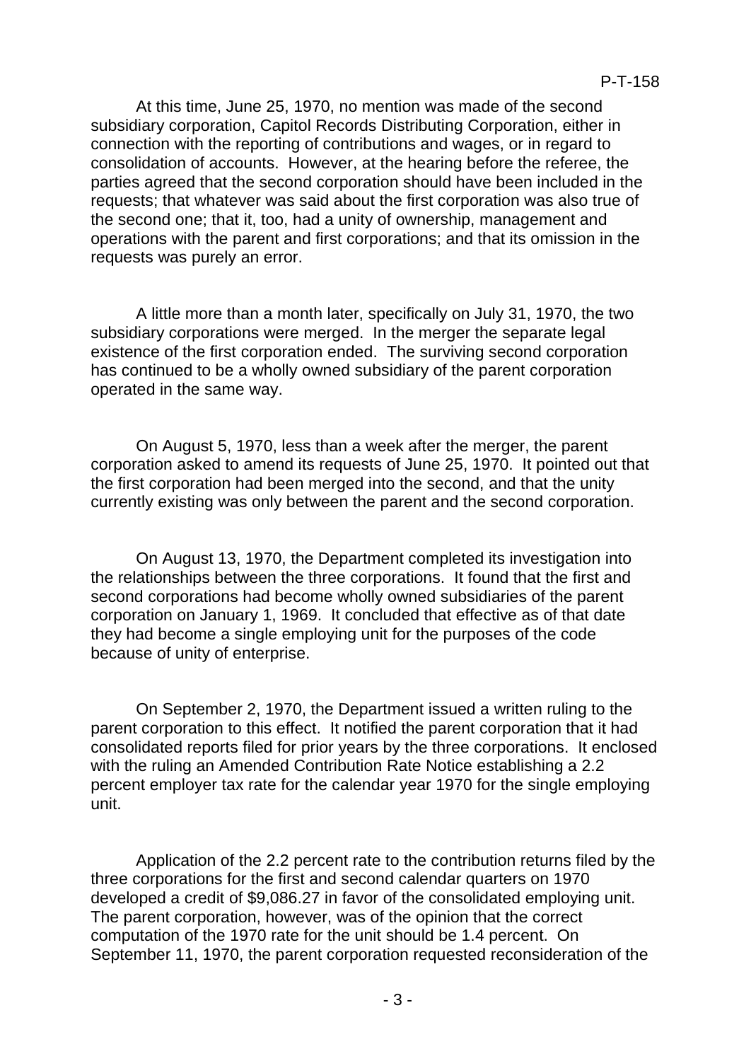At this time, June 25, 1970, no mention was made of the second subsidiary corporation, Capitol Records Distributing Corporation, either in connection with the reporting of contributions and wages, or in regard to consolidation of accounts. However, at the hearing before the referee, the parties agreed that the second corporation should have been included in the requests; that whatever was said about the first corporation was also true of the second one; that it, too, had a unity of ownership, management and operations with the parent and first corporations; and that its omission in the requests was purely an error.

A little more than a month later, specifically on July 31, 1970, the two subsidiary corporations were merged. In the merger the separate legal existence of the first corporation ended. The surviving second corporation has continued to be a wholly owned subsidiary of the parent corporation operated in the same way.

On August 5, 1970, less than a week after the merger, the parent corporation asked to amend its requests of June 25, 1970. It pointed out that the first corporation had been merged into the second, and that the unity currently existing was only between the parent and the second corporation.

On August 13, 1970, the Department completed its investigation into the relationships between the three corporations. It found that the first and second corporations had become wholly owned subsidiaries of the parent corporation on January 1, 1969. It concluded that effective as of that date they had become a single employing unit for the purposes of the code because of unity of enterprise.

On September 2, 1970, the Department issued a written ruling to the parent corporation to this effect. It notified the parent corporation that it had consolidated reports filed for prior years by the three corporations. It enclosed with the ruling an Amended Contribution Rate Notice establishing a 2.2 percent employer tax rate for the calendar year 1970 for the single employing unit.

Application of the 2.2 percent rate to the contribution returns filed by the three corporations for the first and second calendar quarters on 1970 developed a credit of $9,086.27 in favor of the consolidated employing unit. The parent corporation, however, was of the opinion that the correct computation of the 1970 rate for the unit should be 1.4 percent. On September 11, 1970, the parent corporation requested reconsideration of the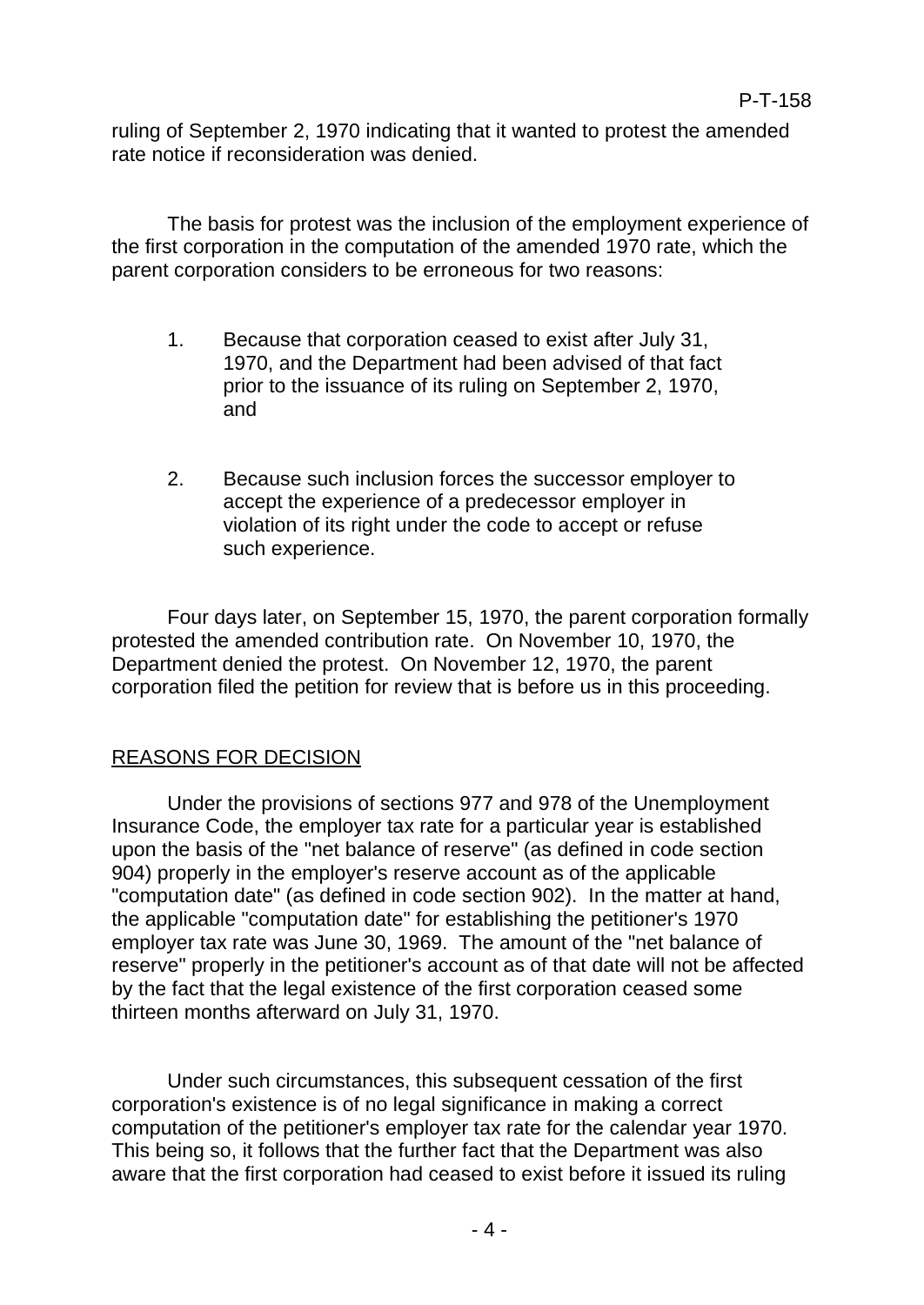ruling of September 2, 1970 indicating that it wanted to protest the amended rate notice if reconsideration was denied.

The basis for protest was the inclusion of the employment experience of the first corporation in the computation of the amended 1970 rate, which the parent corporation considers to be erroneous for two reasons:

1. Because that corporation ceased to exist after July 31, 1970, and the Department had been advised of that fact prior to the issuance of its ruling on September 2, 1970, and

2. Because such inclusion forces the successor employer to accept the experience of a predecessor employer in violation of its right under the code to accept or refuse such experience.

Four days later, on September 15, 1970, the parent corporation formally protested the amended contribution rate. On November 10, 1970, the Department denied the protest. On November 12, 1970, the parent corporation filed the petition for review that is before us in this proceeding.

## REASONS FOR DECISION

Under the provisions of sections 977 and 978 of the Unemployment Insurance Code, the employer tax rate for a particular year is established upon the basis of the "net balance of reserve" (as defined in code section 904) properly in the employer's reserve account as of the applicable "computation date" (as defined in code section 902). In the matter at hand, the applicable "computation date" for establishing the petitioner's 1970 employer tax rate was June 30, 1969. The amount of the "net balance of reserve" properly in the petitioner's account as of that date will not be affected by the fact that the legal existence of the first corporation ceased some thirteen months afterward on July 31, 1970.

Under such circumstances, this subsequent cessation of the first corporation's existence is of no legal significance in making a correct computation of the petitioner's employer tax rate for the calendar year 1970. This being so, it follows that the further fact that the Department was also aware that the first corporation had ceased to exist before it issued its ruling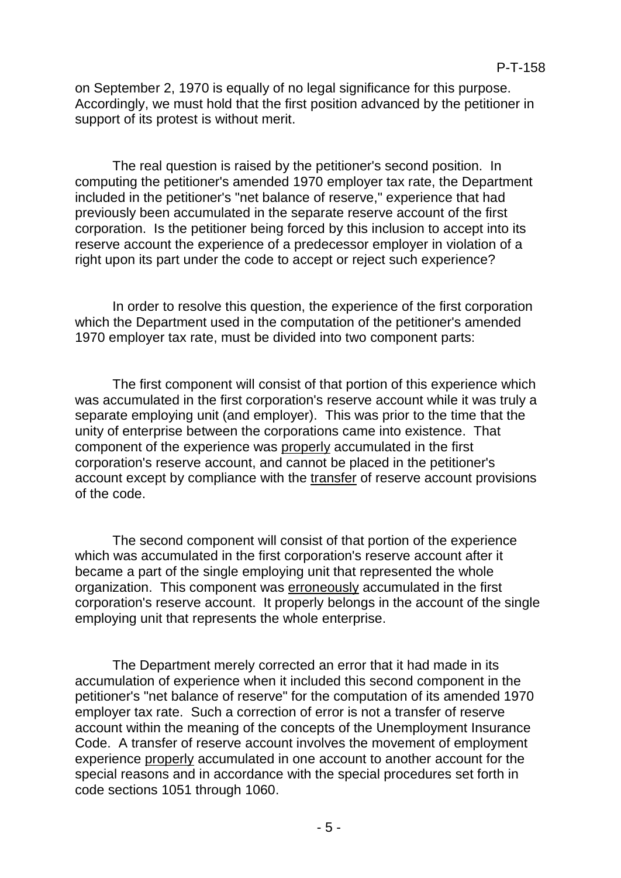on September 2, 1970 is equally of no legal significance for this purpose. Accordingly, we must hold that the first position advanced by the petitioner in support of its protest is without merit.

The real question is raised by the petitioner's second position. In computing the petitioner's amended 1970 employer tax rate, the Department included in the petitioner's "net balance of reserve," experience that had previously been accumulated in the separate reserve account of the first corporation. Is the petitioner being forced by this inclusion to accept into its reserve account the experience of a predecessor employer in violation of a right upon its part under the code to accept or reject such experience?

In order to resolve this question, the experience of the first corporation which the Department used in the computation of the petitioner's amended 1970 employer tax rate, must be divided into two component parts:

The first component will consist of that portion of this experience which was accumulated in the first corporation's reserve account while it was truly a separate employing unit (and employer). This was prior to the time that the unity of enterprise between the corporations came into existence. That component of the experience was <u>properly</u> accumulated in the first corporation's reserve account, and cannot be placed in the petitioner's account except by compliance with the <u>transfer</u> of reserve account provisions of the code.

The second component will consist of that portion of the experience which was accumulated in the first corporation's reserve account after it became a part of the single employing unit that represented the whole organization. This component was <u>erroneously</u> accumulated in the first corporation's reserve account. It properly belongs in the account of the single employing unit that represents the whole enterprise.

The Department merely corrected an error that it had made in its accumulation of experience when it included this second component in the petitioner's "net balance of reserve" for the computation of its amended 1970 employer tax rate. Such a correction of error is not a transfer of reserve account within the meaning of the concepts of the Unemployment Insurance Code. A transfer of reserve account involves the movement of employment experience <u>properly</u> accumulated in one account to another account for the special reasons and in accordance with the special procedures set forth in code sections 1051 through 1060.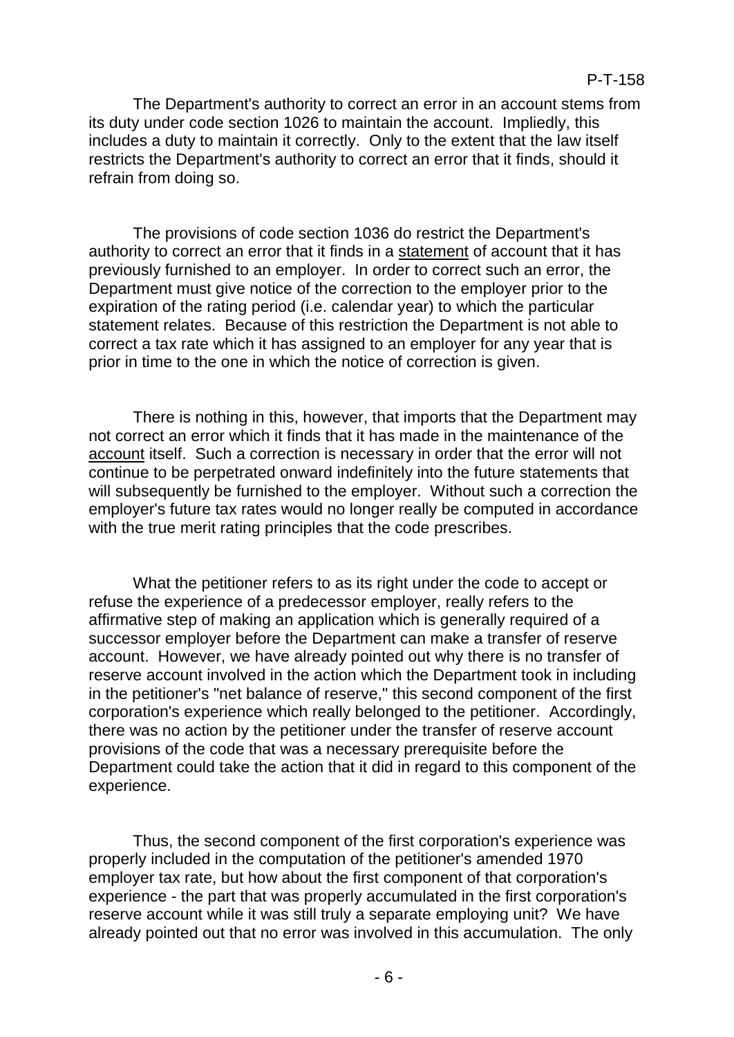The Department's authority to correct an error in an account stems from its duty under code section 1026 to maintain the account. Impliedly, this includes a duty to maintain it correctly. Only to the extent that the law itself restricts the Department's authority to correct an error that it finds, should it refrain from doing so.

The provisions of code section 1036 do restrict the Department's authority to correct an error that it finds in a statement of account that it has previously furnished to an employer. In order to correct such an error, the Department must give notice of the correction to the employer prior to the expiration of the rating period (i.e. calendar year) to which the particular statement relates. Because of this restriction the Department is not able to correct a tax rate which it has assigned to an employer for any year that is prior in time to the one in which the notice of correction is given.

There is nothing in this, however, that imports that the Department may not correct an error which it finds that it has made in the maintenance of the account itself. Such a correction is necessary in order that the error will not continue to be perpetrated onward indefinitely into the future statements that will subsequently be furnished to the employer. Without such a correction the employer's future tax rates would no longer really be computed in accordance with the true merit rating principles that the code prescribes.

What the petitioner refers to as its right under the code to accept or refuse the experience of a predecessor employer, really refers to the affirmative step of making an application which is generally required of a successor employer before the Department can make a transfer of reserve account. However, we have already pointed out why there is no transfer of reserve account involved in the action which the Department took in including in the petitioner's "net balance of reserve," this second component of the first corporation's experience which really belonged to the petitioner. Accordingly, there was no action by the petitioner under the transfer of reserve account provisions of the code that was a necessary prerequisite before the Department could take the action that it did in regard to this component of the experience.

Thus, the second component of the first corporation's experience was properly included in the computation of the petitioner's amended 1970 employer tax rate, but how about the first component of that corporation's experience - the part that was properly accumulated in the first corporation's reserve account while it was still truly a separate employing unit? We have already pointed out that no error was involved in this accumulation. The only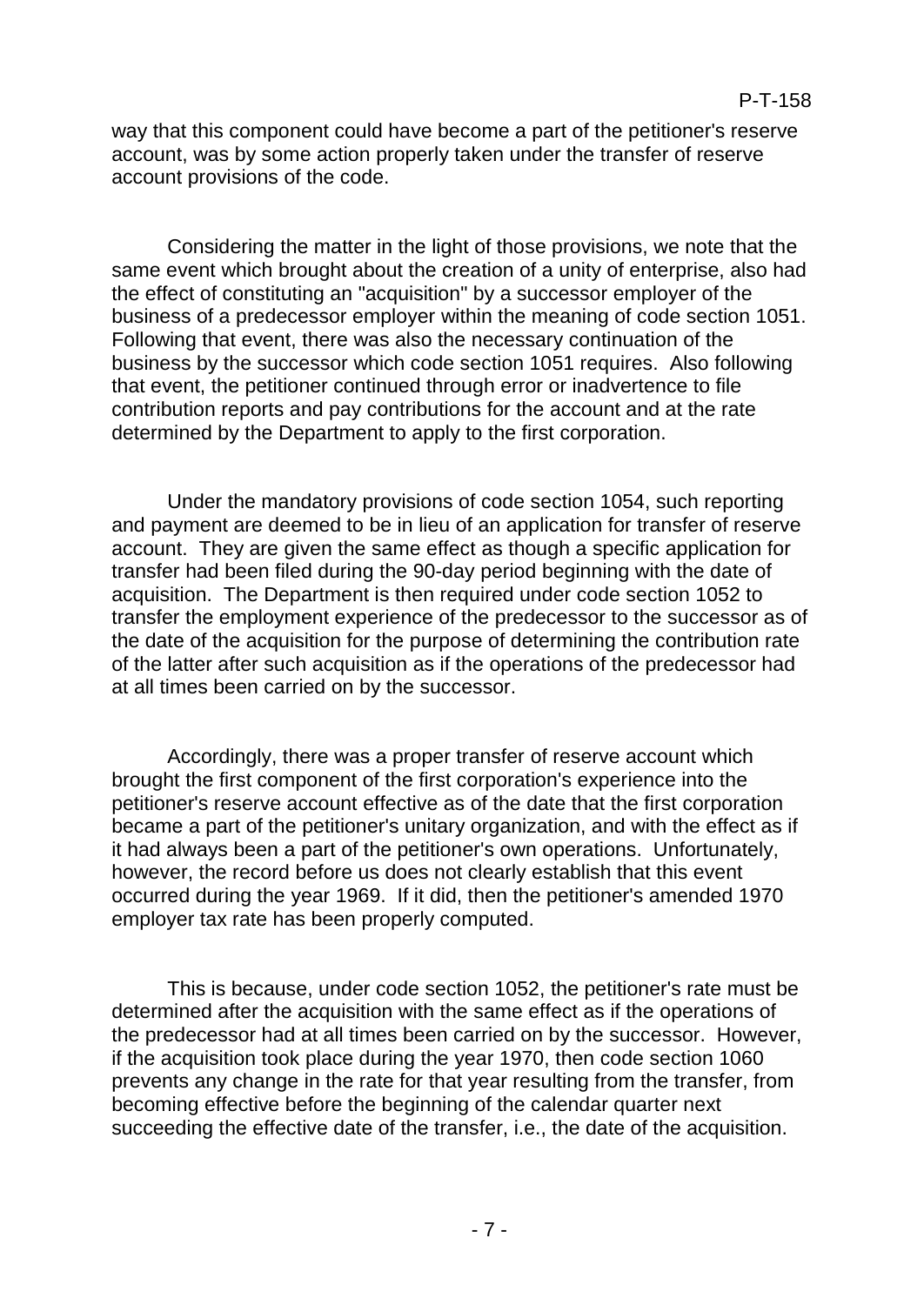way that this component could have become a part of the petitioner's reserve account, was by some action properly taken under the transfer of reserve account provisions of the code.

Considering the matter in the light of those provisions, we note that the same event which brought about the creation of a unity of enterprise, also had the effect of constituting an "acquisition" by a successor employer of the business of a predecessor employer within the meaning of code section 1051. Following that event, there was also the necessary continuation of the business by the successor which code section 1051 requires. Also following that event, the petitioner continued through error or inadvertence to file contribution reports and pay contributions for the account and at the rate determined by the Department to apply to the first corporation.

Under the mandatory provisions of code section 1054, such reporting and payment are deemed to be in lieu of an application for transfer of reserve account. They are given the same effect as though a specific application for transfer had been filed during the 90-day period beginning with the date of acquisition. The Department is then required under code section 1052 to transfer the employment experience of the predecessor to the successor as of the date of the acquisition for the purpose of determining the contribution rate of the latter after such acquisition as if the operations of the predecessor had at all times been carried on by the successor.

Accordingly, there was a proper transfer of reserve account which brought the first component of the first corporation's experience into the petitioner's reserve account effective as of the date that the first corporation became a part of the petitioner's unitary organization, and with the effect as if it had always been a part of the petitioner's own operations. Unfortunately, however, the record before us does not clearly establish that this event occurred during the year 1969. If it did, then the petitioner's amended 1970 employer tax rate has been properly computed.

This is because, under code section 1052, the petitioner's rate must be determined after the acquisition with the same effect as if the operations of the predecessor had at all times been carried on by the successor. However, if the acquisition took place during the year 1970, then code section 1060 prevents any change in the rate for that year resulting from the transfer, from becoming effective before the beginning of the calendar quarter next succeeding the effective date of the transfer, i.e., the date of the acquisition.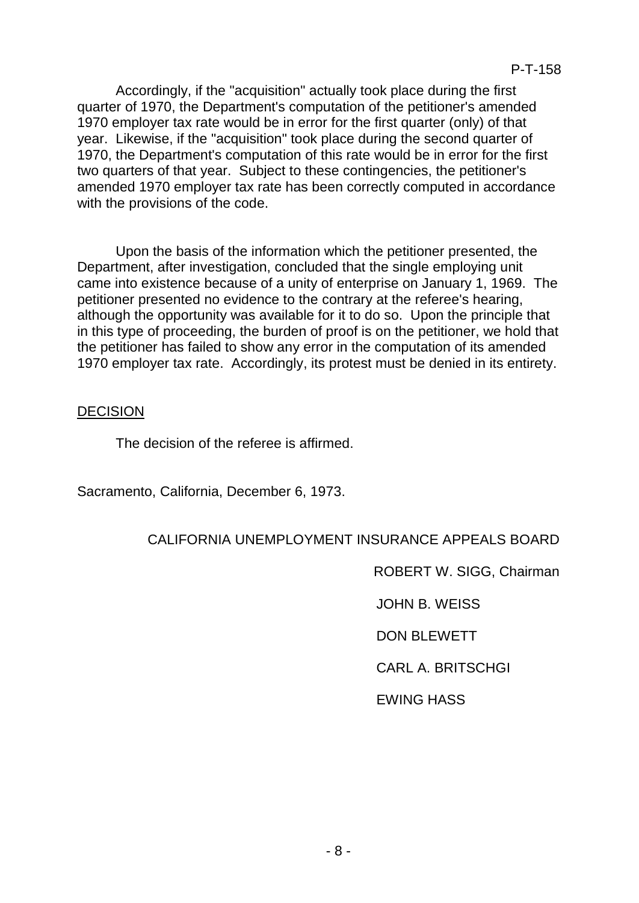Accordingly, if the "acquisition" actually took place during the first quarter of 1970, the Department's computation of the petitioner's amended 1970 employer tax rate would be in error for the first quarter (only) of that year. Likewise, if the "acquisition" took place during the second quarter of 1970, the Department's computation of this rate would be in error for the first two quarters of that year. Subject to these contingencies, the petitioner's amended 1970 employer tax rate has been correctly computed in accordance with the provisions of the code.

Upon the basis of the information which the petitioner presented, the Department, after investigation, concluded that the single employing unit came into existence because of a unity of enterprise on January 1, 1969. The petitioner presented no evidence to the contrary at the referee's hearing, although the opportunity was available for it to do so. Upon the principle that in this type of proceeding, the burden of proof is on the petitioner, we hold that the petitioner has failed to show any error in the computation of its amended 1970 employer tax rate. Accordingly, its protest must be denied in its entirety.

DECISION

The decision of the referee is affirmed.

Sacramento, California, December 6, 1973.

CALIFORNIA UNEMPLOYMENT INSURANCE APPEALS BOARD

ROBERT W. SIGG, Chairman

JOHN B. WEISS

DON BLEWETT

CARL A. BRITSCHGI

EWING HASS